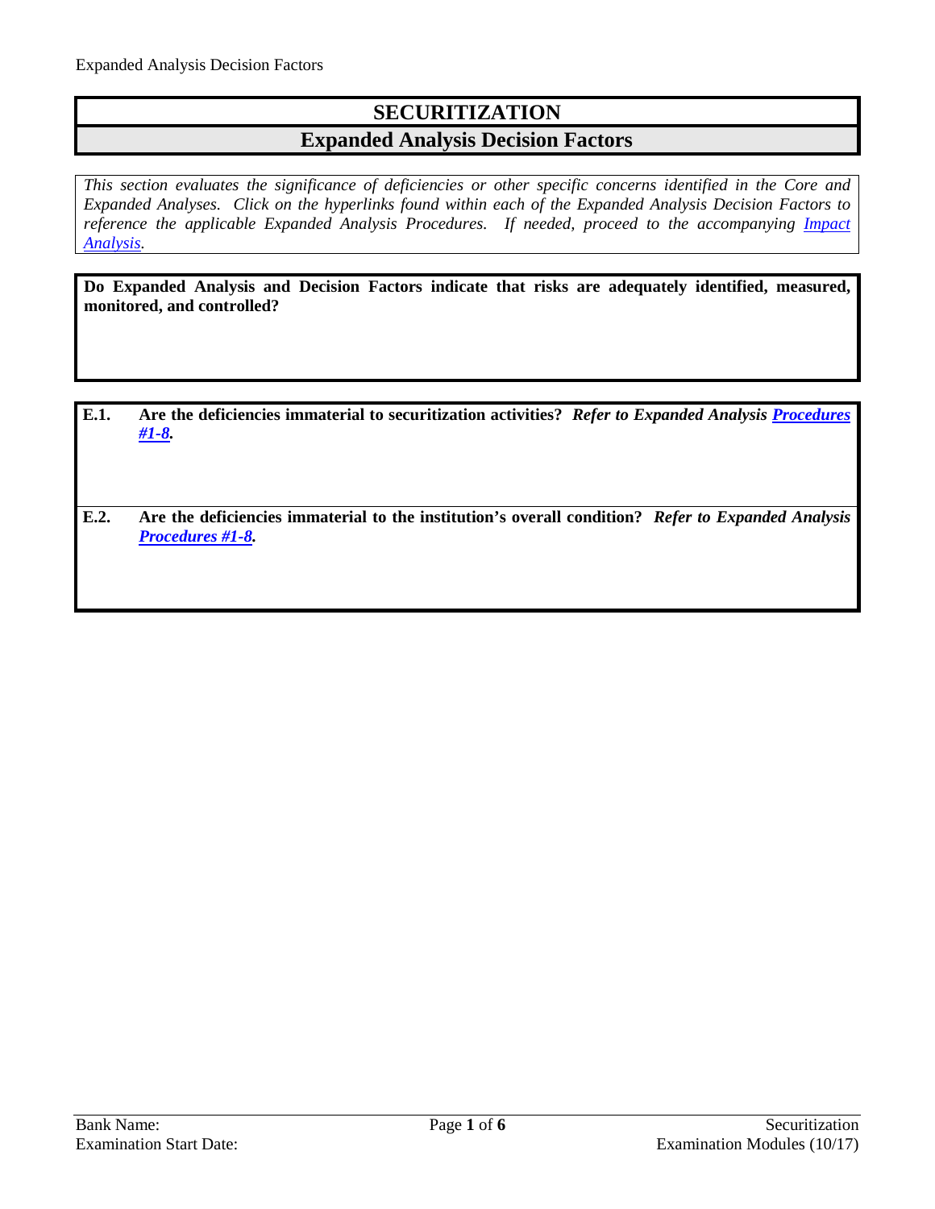# SECURITIZATION

## Expanded Analysis Decision Factors

*This section evaluates the significance of deficiencies or other specific concerns identified in the Core and Expanded Analyses. Click on the hyperlinks found within each of the Expanded Analysis Decision Factors to reference the applicable Expanded Analysis Procedures. If needed, proceed to the accompanying Impact Analysis.*

**Do Expanded Analysis and Decision Factors indicate that risks are adequately identified, measured, monitored, and controlled?**

**E.1. Are the deficiencies immaterial to securitization activities?** ***Refer to Expanded Analysis Procedures #1-8.***

**E.2. Are the deficiencies immaterial to the institution's overall condition?** ***Refer to Expanded Analysis Procedures #1-8.***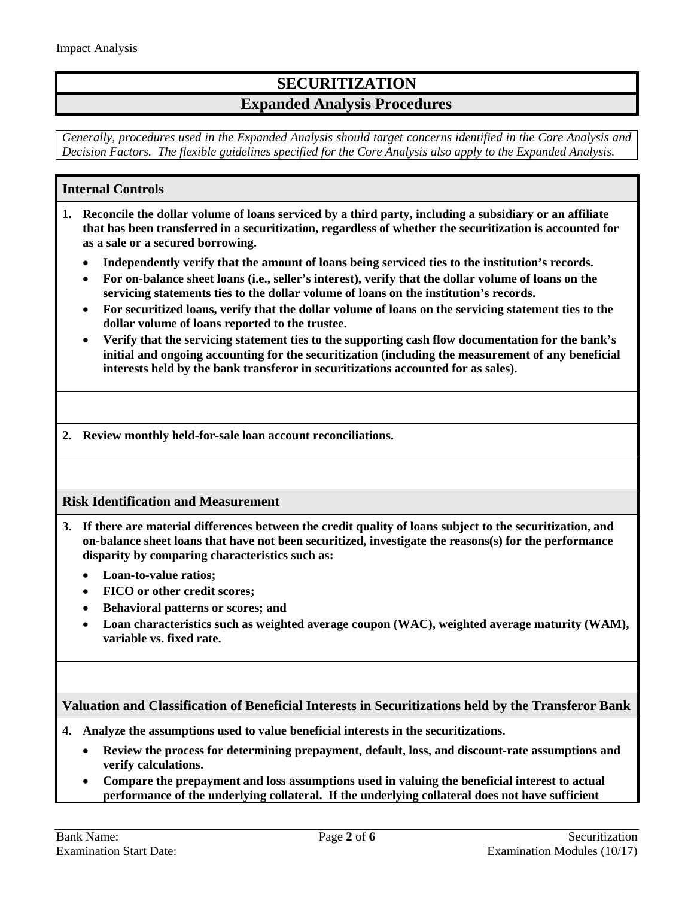# SECURITIZATION

## Expanded Analysis Procedures

*Generally, procedures used in the Expanded Analysis should target concerns identified in the Core Analysis and Decision Factors. The flexible guidelines specified for the Core Analysis also apply to the Expanded Analysis.*

### Internal Controls

**1. Reconcile the dollar volume of loans serviced by a third party, including a subsidiary or an affiliate that has been transferred in a securitization, regardless of whether the securitization is accounted for as a sale or a secured borrowing.**

- **Independently verify that the amount of loans being serviced ties to the institution's records.**
- **For on-balance sheet loans (i.e., seller's interest), verify that the dollar volume of loans on the servicing statements ties to the dollar volume of loans on the institution's records.**
- **For securitized loans, verify that the dollar volume of loans on the servicing statement ties to the dollar volume of loans reported to the trustee.**
- **Verify that the servicing statement ties to the supporting cash flow documentation for the bank's initial and ongoing accounting for the securitization (including the measurement of any beneficial interests held by the bank transferor in securitizations accounted for as sales).**

**2. Review monthly held-for-sale loan account reconciliations.**

### Risk Identification and Measurement

**3. If there are material differences between the credit quality of loans subject to the securitization, and on-balance sheet loans that have not been securitized, investigate the reasons(s) for the performance disparity by comparing characteristics such as:**

- **Loan-to-value ratios;**
- **FICO or other credit scores;**
- **Behavioral patterns or scores; and**
- **Loan characteristics such as weighted average coupon (WAC), weighted average maturity (WAM), variable vs. fixed rate.**

### Valuation and Classification of Beneficial Interests in Securitizations held by the Transferor Bank

**4. Analyze the assumptions used to value beneficial interests in the securitizations.**

- **Review the process for determining prepayment, default, loss, and discount-rate assumptions and verify calculations.**
- **Compare the prepayment and loss assumptions used in valuing the beneficial interest to actual performance of the underlying collateral. If the underlying collateral does not have sufficient**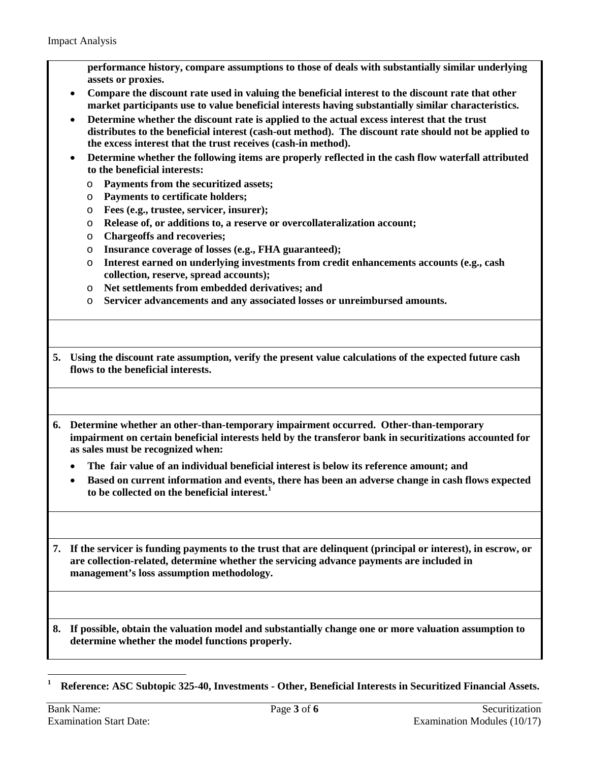**performance history, compare assumptions to those of deals with substantially similar underlying assets or proxies.**

- **Compare the discount rate used in valuing the beneficial interest to the discount rate that other market participants use to value beneficial interests having substantially similar characteristics.**
- **Determine whether the discount rate is applied to the actual excess interest that the trust distributes to the beneficial interest (cash-out method). The discount rate should not be applied to the excess interest that the trust receives (cash-in method).**
- **Determine whether the following items are properly reflected in the cash flow waterfall attributed to the beneficial interests:**
    - **Payments from the securitized assets;**
    - **Payments to certificate holders;**
    - **Fees (e.g., trustee, servicer, insurer);**
    - **Release of, or additions to, a reserve or overcollateralization account;**
    - **Chargeoffs and recoveries;**
    - **Insurance coverage of losses (e.g., FHA guaranteed);**
    - **Interest earned on underlying investments from credit enhancements accounts (e.g., cash collection, reserve, spread accounts);**
    - **Net settlements from embedded derivatives; and**
    - **Servicer advancements and any associated losses or unreimbursed amounts.**

**5. Using the discount rate assumption, verify the present value calculations of the expected future cash flows to the beneficial interests.**

**6. Determine whether an other-than-temporary impairment occurred. Other-than-temporary impairment on certain beneficial interests held by the transferor bank in securitizations accounted for as sales must be recognized when:**

- **The fair value of an individual beneficial interest is below its reference amount; and**
- **Based on current information and events, there has been an adverse change in cash flows expected to be collected on the beneficial interest.[1]**

**7. If the servicer is funding payments to the trust that are delinquent (principal or interest), in escrow, or are collection-related, determine whether the servicing advance payments are included in management's loss assumption methodology.**

**8. If possible, obtain the valuation model and substantially change one or more valuation assumption to determine whether the model functions properly.**

[1] **Reference: ASC Subtopic 325-40, Investments - Other, Beneficial Interests in Securitized Financial Assets.**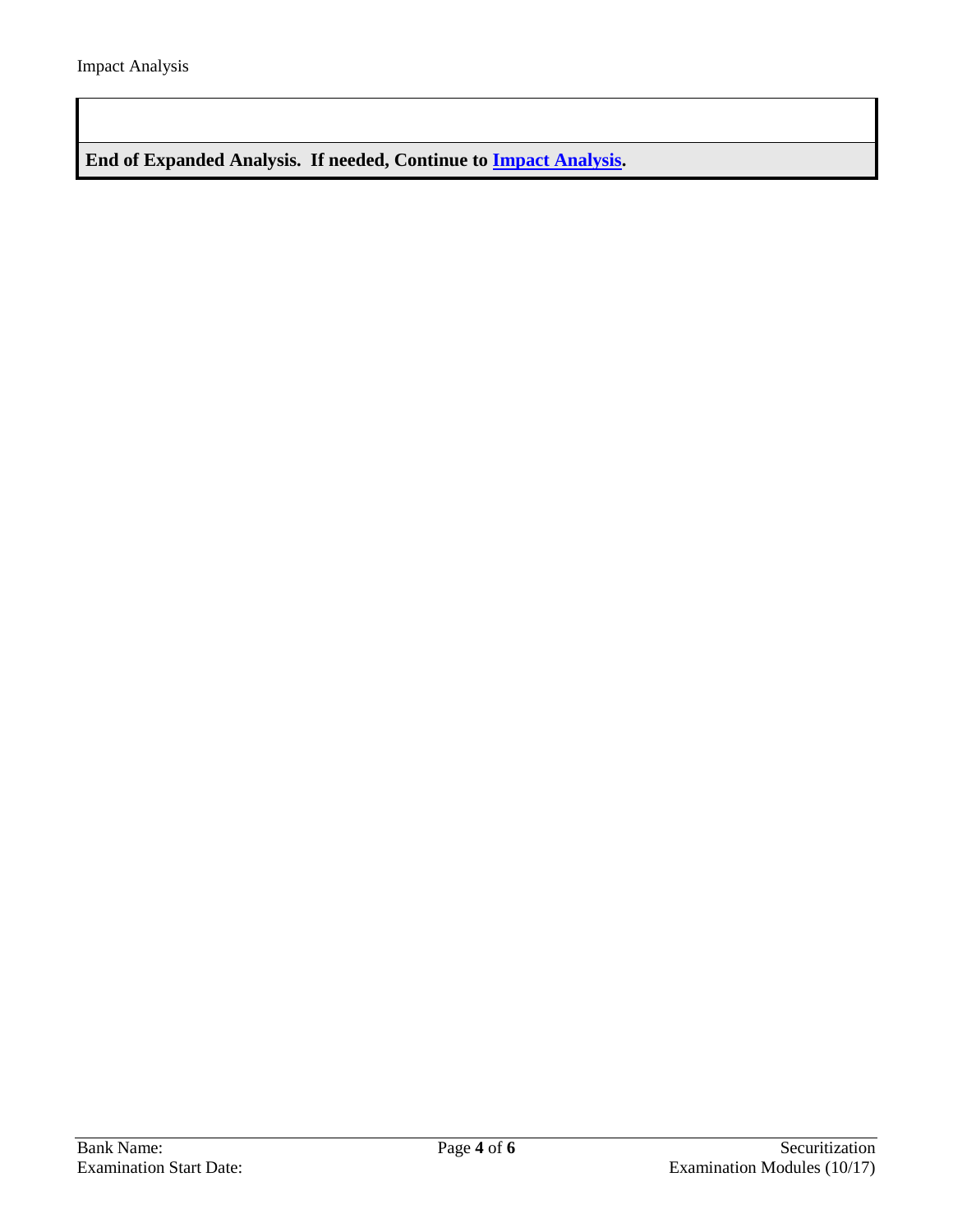| |
|---|
| |
| **End of Expanded Analysis. If needed, Continue to [Impact Analysis](#).** |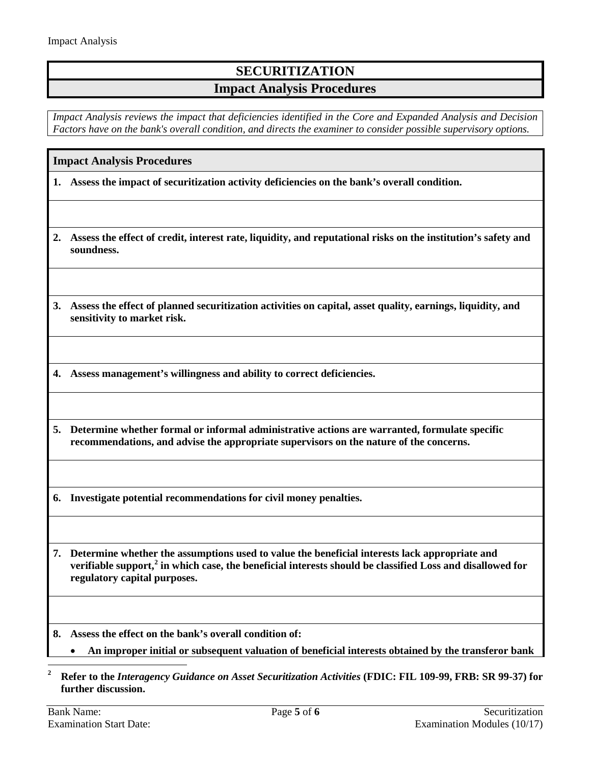# SECURITIZATION

## Impact Analysis Procedures

*Impact Analysis reviews the impact that deficiencies identified in the Core and Expanded Analysis and Decision Factors have on the bank's overall condition, and directs the examiner to consider possible supervisory options.*

| Impact Analysis Procedures |
|---|
| **1. Assess the impact of securitization activity deficiencies on the bank's overall condition.** |
| |
| **2. Assess the effect of credit, interest rate, liquidity, and reputational risks on the institution's safety and soundness.** |
| |
| **3. Assess the effect of planned securitization activities on capital, asset quality, earnings, liquidity, and sensitivity to market risk.** |
| |
| **4. Assess management's willingness and ability to correct deficiencies.** |
| |
| **5. Determine whether formal or informal administrative actions are warranted, formulate specific recommendations, and advise the appropriate supervisors on the nature of the concerns.** |
| |
| **6. Investigate potential recommendations for civil money penalties.** |
| |
| **7. Determine whether the assumptions used to value the beneficial interests lack appropriate and verifiable support,[2] in which case, the beneficial interests should be classified Loss and disallowed for regulatory capital purposes.** |
| |
| **8. Assess the effect on the bank's overall condition of:** <br> • **An improper initial or subsequent valuation of beneficial interests obtained by the transferor bank** |

[2] **Refer to the *Interagency Guidance on Asset Securitization Activities* (FDIC: FIL 109-99, FRB: SR 99-37) for further discussion.**

Bank Name:
Examination Start Date: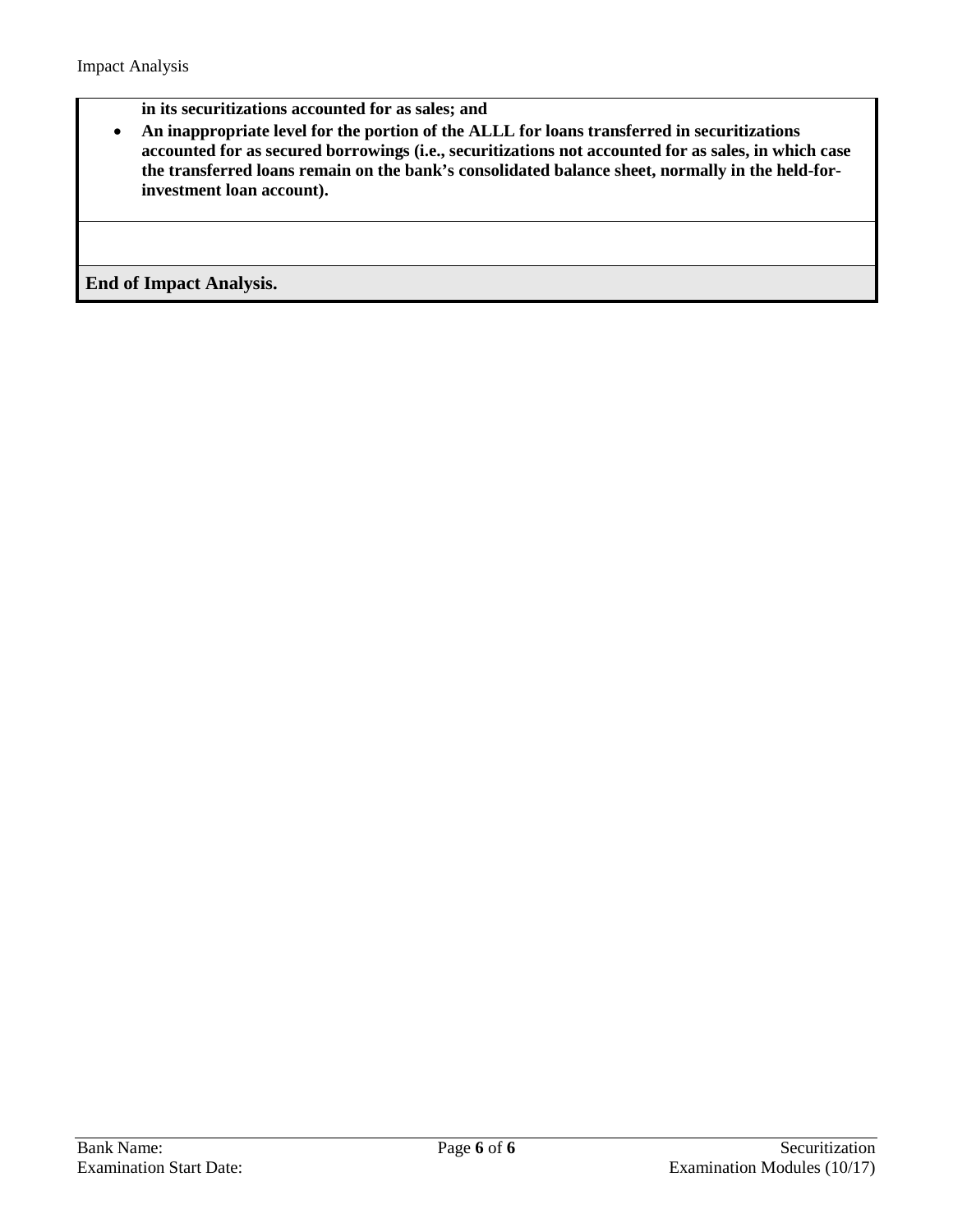**in its securitizations accounted for as sales; and**

- **An inappropriate level for the portion of the ALLL for loans transferred in securitizations accounted for as secured borrowings (i.e., securitizations not accounted for as sales, in which case the transferred loans remain on the bank's consolidated balance sheet, normally in the held-for-investment loan account).**

**End of Impact Analysis.**